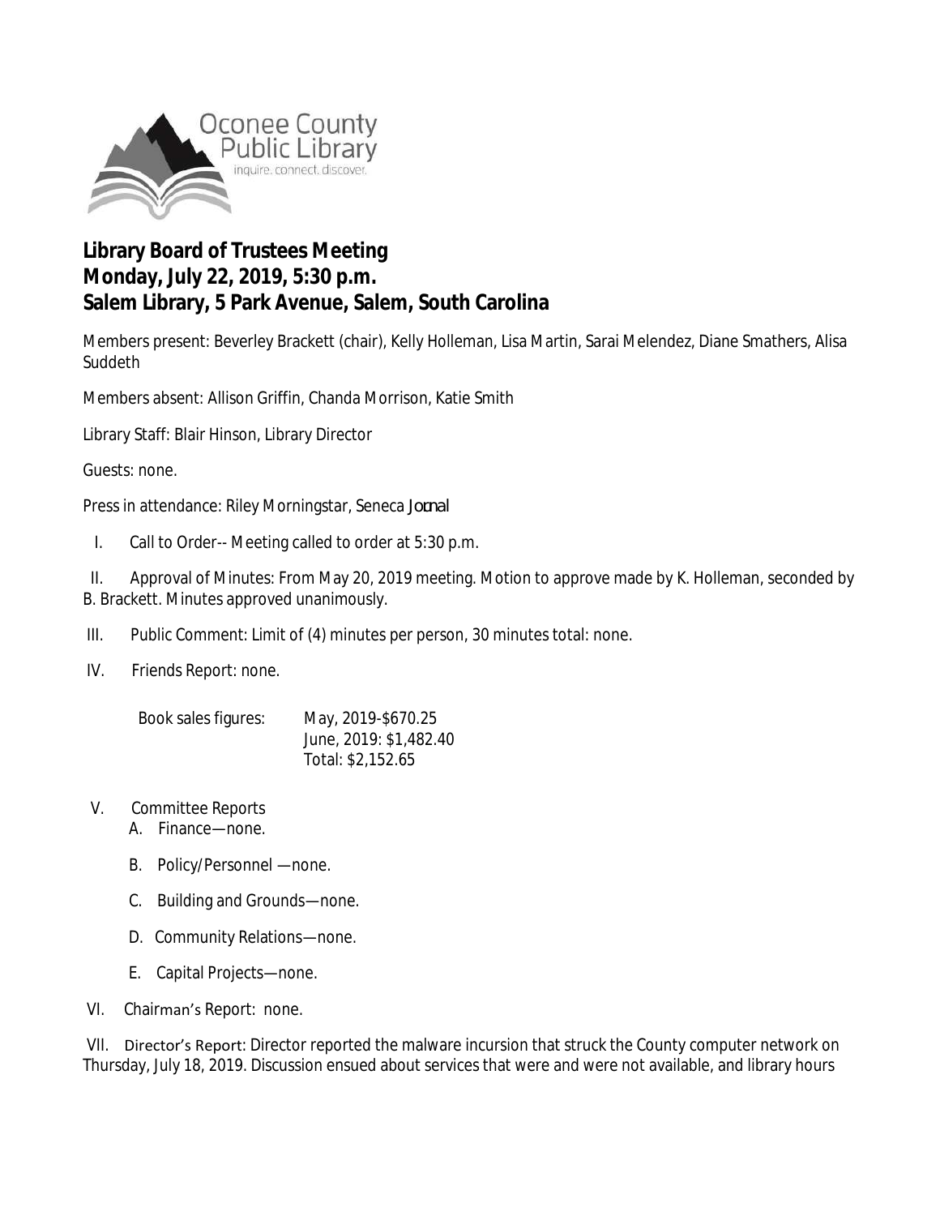Oconee County Public Library
inquire. connect. discover.

**Library Board of Trustees Meeting**
**Monday, July 22, 2019, 5:30 p.m.**
**Salem Library, 5 Park Avenue, Salem, South Carolina**

Members present: Beverley Brackett (chair), Kelly Holleman, Lisa Martin, Sarai Melendez, Diane Smathers, Alisa Suddeth

Members absent: Allison Griffin, Chanda Morrison, Katie Smith

Library Staff: Blair Hinson, Library Director

Guests: none.

Press in attendance: Riley Morningstar, Seneca *Jocnal*

I. Call to Order-- Meeting called to order at 5:30 p.m.

II. Approval of Minutes: From May 20, 2019 meeting. Motion to approve made by K. Holleman, seconded by B. Brackett. Minutes approved unanimously.

III. Public Comment: Limit of (4) minutes per person, 30 minutes total: none.

IV. Friends Report: none.

| Book sales figures: | May, 2019-$670.25 |
|---|---|
| | June, 2019: $1,482.40 |
| | Total: $2,152.65 |

V. Committee Reports
   A. Finance—none.
   B. Policy/Personnel —none.
   C. Building and Grounds—none.
   D. Community Relations—none.
   E. Capital Projects—none.

VI. Chairman's Report: none.

VII. Director's Report: Director reported the malware incursion that struck the County computer network on Thursday, July 18, 2019. Discussion ensued about services that were and were not available, and library hours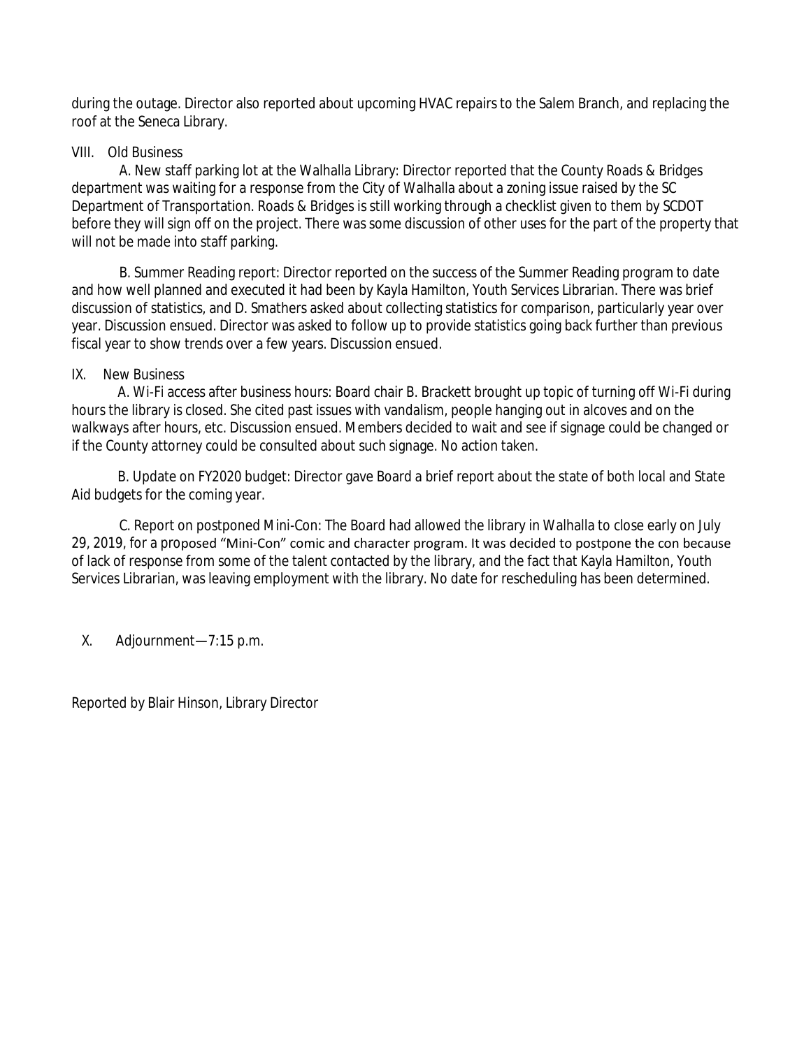during the outage. Director also reported about upcoming HVAC repairs to the Salem Branch, and replacing the roof at the Seneca Library.

VIII. Old Business

A. New staff parking lot at the Walhalla Library: Director reported that the County Roads & Bridges department was waiting for a response from the City of Walhalla about a zoning issue raised by the SC Department of Transportation. Roads & Bridges is still working through a checklist given to them by SCDOT before they will sign off on the project. There was some discussion of other uses for the part of the property that will not be made into staff parking.

B. Summer Reading report: Director reported on the success of the Summer Reading program to date and how well planned and executed it had been by Kayla Hamilton, Youth Services Librarian. There was brief discussion of statistics, and D. Smathers asked about collecting statistics for comparison, particularly year over year. Discussion ensued. Director was asked to follow up to provide statistics going back further than previous fiscal year to show trends over a few years. Discussion ensued.

IX. New Business

A. Wi-Fi access after business hours: Board chair B. Brackett brought up topic of turning off Wi-Fi during hours the library is closed. She cited past issues with vandalism, people hanging out in alcoves and on the walkways after hours, etc. Discussion ensued. Members decided to wait and see if signage could be changed or if the County attorney could be consulted about such signage. No action taken.

B. Update on FY2020 budget: Director gave Board a brief report about the state of both local and State Aid budgets for the coming year.

C. Report on postponed Mini-Con: The Board had allowed the library in Walhalla to close early on July 29, 2019, for a proposed "Mini-Con" comic and character program. It was decided to postpone the con because of lack of response from some of the talent contacted by the library, and the fact that Kayla Hamilton, Youth Services Librarian, was leaving employment with the library. No date for rescheduling has been determined.

X. Adjournment—7:15 p.m.

Reported by Blair Hinson, Library Director